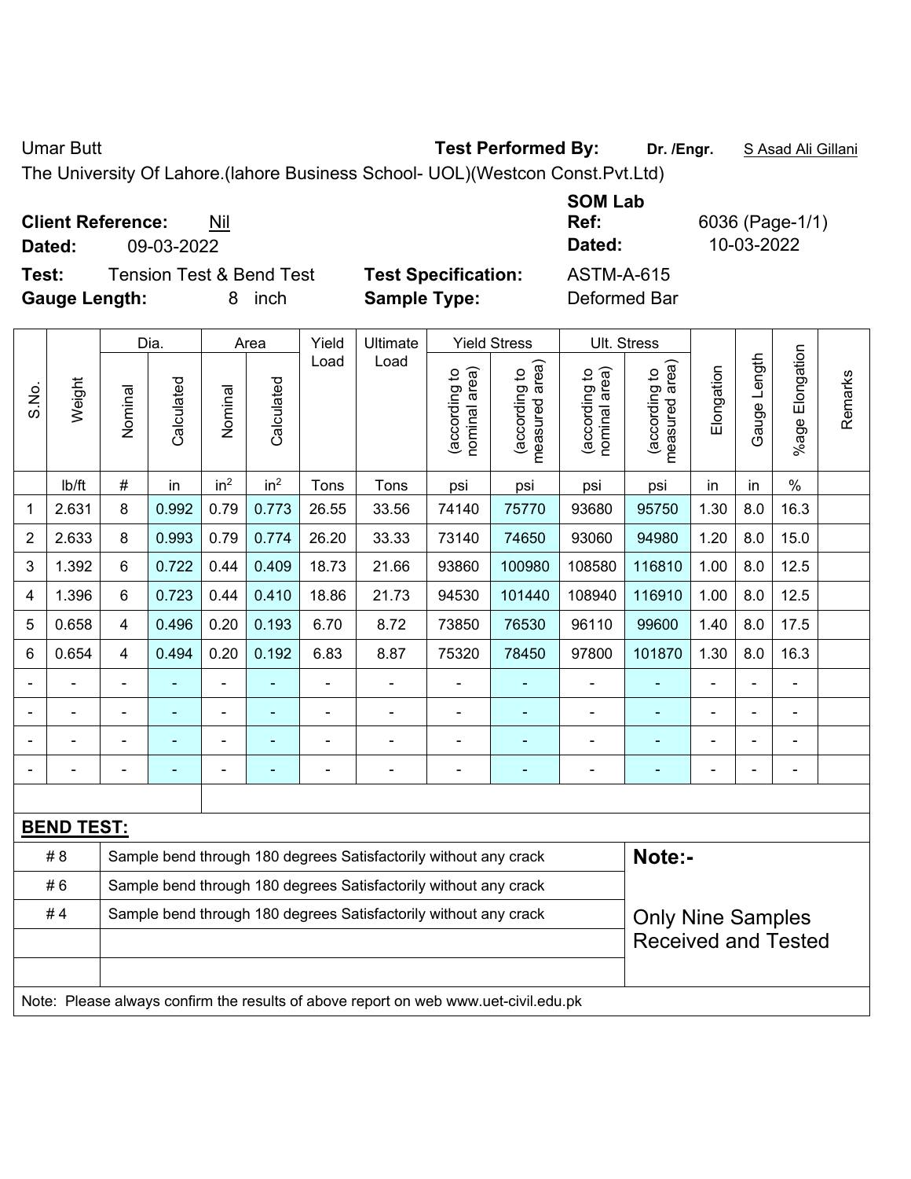Umar Butt **Test Performed By:** **Dr. /Engr.** S Asad Ali Gillani

The University Of Lahore.(lahore Business School- UOL)(Westcon Const.Pvt.Ltd)

**Client Reference:** Nil

**Dated:** 09-03-2022

**SOM Lab Ref:** 6036 (Page-1/1)

**Dated:** 10-03-2022

**Test:** Tension Test & Bend Test

**Test Specification:** ASTM-A-615

**Gauge Length:** 8 inch

**Sample Type:** Deformed Bar

| S.No. | Weight | Dia. | | Area | | Yield Load | Ultimate Load | Yield Stress | | Ult. Stress | | Elongation | Gauge Length | %age Elongation | Remarks |
|---|---|---|---|---|---|---|---|---|---|---|---|---|---|---|---|
| | | Nominal | Calculated | Nominal | Calculated | | | (according to nominal area) | (according to measured area) | (according to nominal area) | (according to measured area) | | | | |
| | lb/ft | # | in | in$^2$ | in$^2$ | Tons | Tons | psi | psi | psi | psi | in | in | % | |
| 1 | 2.631 | 8 | 0.992 | 0.79 | 0.773 | 26.55 | 33.56 | 74140 | 75770 | 93680 | 95750 | 1.30 | 8.0 | 16.3 | |
| 2 | 2.633 | 8 | 0.993 | 0.79 | 0.774 | 26.20 | 33.33 | 73140 | 74650 | 93060 | 94980 | 1.20 | 8.0 | 15.0 | |
| 3 | 1.392 | 6 | 0.722 | 0.44 | 0.409 | 18.73 | 21.66 | 93860 | 100980 | 108580 | 116810 | 1.00 | 8.0 | 12.5 | |
| 4 | 1.396 | 6 | 0.723 | 0.44 | 0.410 | 18.86 | 21.73 | 94530 | 101440 | 108940 | 116910 | 1.00 | 8.0 | 12.5 | |
| 5 | 0.658 | 4 | 0.496 | 0.20 | 0.193 | 6.70 | 8.72 | 73850 | 76530 | 96110 | 99600 | 1.40 | 8.0 | 17.5 | |
| 6 | 0.654 | 4 | 0.494 | 0.20 | 0.192 | 6.83 | 8.87 | 75320 | 78450 | 97800 | 101870 | 1.30 | 8.0 | 16.3 | |
| - | - | - | - | - | - | - | - | - | - | - | - | - | - | - | |
| - | - | - | - | - | - | - | - | - | - | - | - | - | - | - | |
| - | - | - | - | - | - | - | - | - | - | - | - | - | - | - | |
| - | - | - | - | - | - | - | - | - | - | - | - | - | - | - | |

**BEND TEST:**

| | |
|---|---|
| # 8 | Sample bend through 180 degrees Satisfactorily without any crack |
| # 6 | Sample bend through 180 degrees Satisfactorily without any crack |
| # 4 | Sample bend through 180 degrees Satisfactorily without any crack |

**Note:-**

Only Nine Samples Received and Tested

Note: Please always confirm the results of above report on web www.uet-civil.edu.pk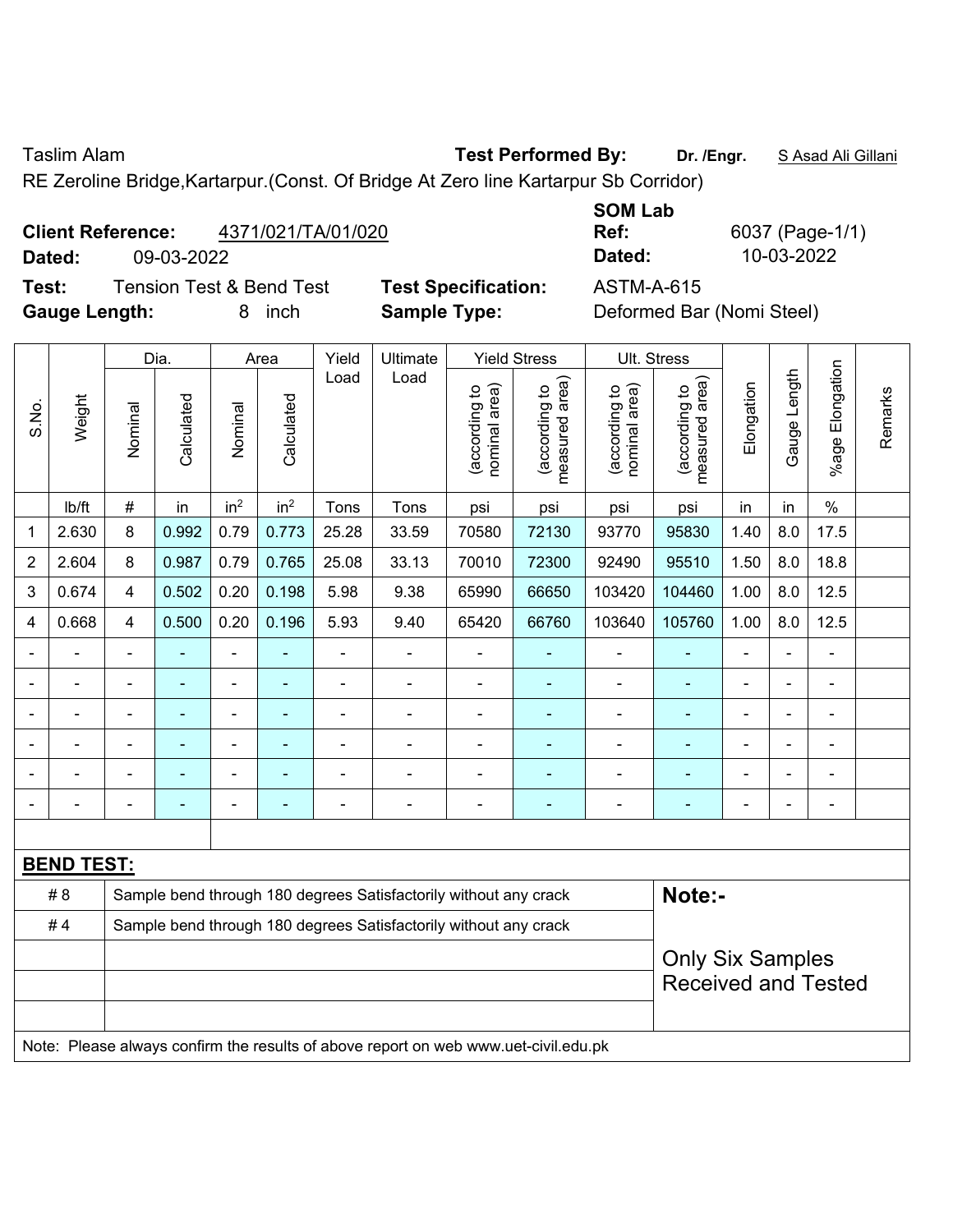Taslim Alam **Test Performed By:** **Dr. /Engr.** S Asad Ali Gillani

RE Zeroline Bridge,Kartarpur.(Const. Of Bridge At Zero line Kartarpur Sb Corridor)

**Client Reference:** 4371/021/TA/01/020 **SOM Lab Ref:** 6037 (Page-1/1)

**Dated:** 09-03-2022 **Dated:** 10-03-2022

**Test:** Tension Test & Bend Test **Test Specification:** ASTM-A-615

**Gauge Length:** 8 inch **Sample Type:** Deformed Bar (Nomi Steel)

| S.No. | Weight | Dia. | | Area | | Yield Load | Ultimate Load | Yield Stress | | Ult. Stress | | Elongation | Gauge Length | %age Elongation | Remarks |
|---|---|---|---|---|---|---|---|---|---|---|---|---|---|---|---|
| | | Nominal | Calculated | Nominal | Calculated | | | (according to nominal area) | (according to measured area) | (according to nominal area) | (according to measured area) | | | | |
| | lb/ft | # | in | $in^2$ | $in^2$ | Tons | Tons | psi | psi | psi | psi | in | in | % | |
| 1 | 2.630 | 8 | 0.992 | 0.79 | 0.773 | 25.28 | 33.59 | 70580 | 72130 | 93770 | 95830 | 1.40 | 8.0 | 17.5 | |
| 2 | 2.604 | 8 | 0.987 | 0.79 | 0.765 | 25.08 | 33.13 | 70010 | 72300 | 92490 | 95510 | 1.50 | 8.0 | 18.8 | |
| 3 | 0.674 | 4 | 0.502 | 0.20 | 0.198 | 5.98 | 9.38 | 65990 | 66650 | 103420 | 104460 | 1.00 | 8.0 | 12.5 | |
| 4 | 0.668 | 4 | 0.500 | 0.20 | 0.196 | 5.93 | 9.40 | 65420 | 66760 | 103640 | 105760 | 1.00 | 8.0 | 12.5 | |
| - | - | - | - | - | - | - | - | - | - | - | - | - | - | - | |
| - | - | - | - | - | - | - | - | - | - | - | - | - | - | - | |
| - | - | - | - | - | - | - | - | - | - | - | - | - | - | - | |
| - | - | - | - | - | - | - | - | - | - | - | - | - | - | - | |
| - | - | - | - | - | - | - | - | - | - | - | - | - | - | - | |
| - | - | - | - | - | - | - | - | - | - | - | - | - | - | - | |

**BEND TEST:**

| | | |
|---|---|---|
| # 8 | Sample bend through 180 degrees Satisfactorily without any crack | **Note:-** |
| # 4 | Sample bend through 180 degrees Satisfactorily without any crack | Only Six Samples Received and Tested |

Note: Please always confirm the results of above report on web www.uet-civil.edu.pk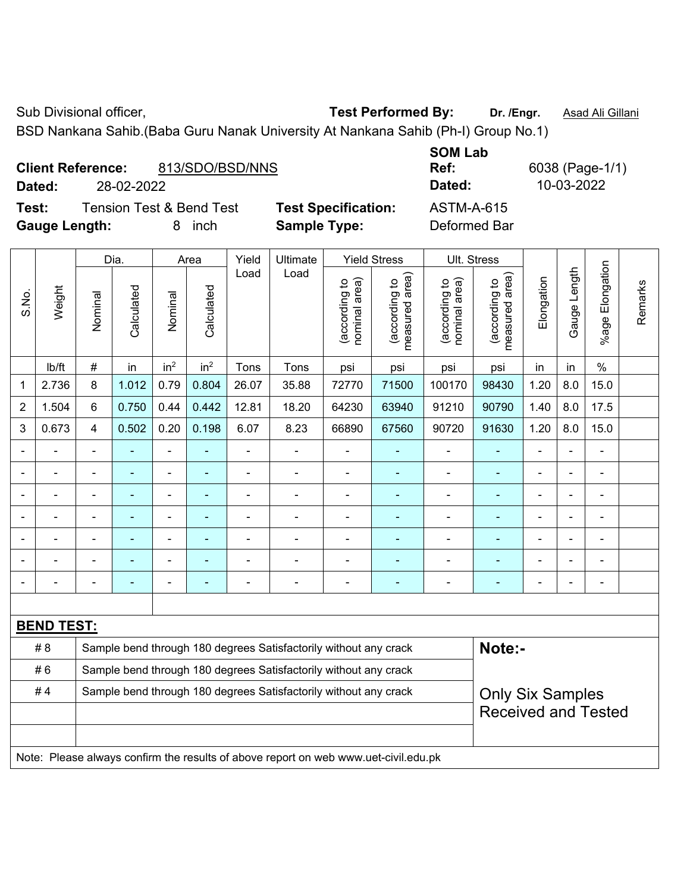Sub Divisional officer, **Test Performed By:** **Dr. /Engr.** Asad Ali Gillani

BSD Nankana Sahib.(Baba Guru Nanak University At Nankana Sahib (Ph-I) Group No.1)

**Client Reference:** 813/SDO/BSD/NNS **SOM Lab Ref:** 6038 (Page-1/1)

**Dated:** 28-02-2022 **Dated:** 10-03-2022

**Test:** Tension Test & Bend Test **Test Specification:** ASTM-A-615

**Gauge Length:** 8 inch **Sample Type:** Deformed Bar

| S.No. | Weight | Dia. | | Area | | Yield Load | Ultimate Load | Yield Stress | | Ult. Stress | | Elongation | Gauge Length | %age Elongation | Remarks |
|---|---|---|---|---|---|---|---|---|---|---|---|---|---|---|---|
| | | Nominal | Calculated | Nominal | Calculated | | | (according to nominal area) | (according to measured area) | (according to nominal area) | (according to measured area) | | | | |
| | lb/ft | # | in | $in^2$ | $in^2$ | Tons | Tons | psi | psi | psi | psi | in | in | % | |
| 1 | 2.736 | 8 | 1.012 | 0.79 | 0.804 | 26.07 | 35.88 | 72770 | 71500 | 100170 | 98430 | 1.20 | 8.0 | 15.0 | |
| 2 | 1.504 | 6 | 0.750 | 0.44 | 0.442 | 12.81 | 18.20 | 64230 | 63940 | 91210 | 90790 | 1.40 | 8.0 | 17.5 | |
| 3 | 0.673 | 4 | 0.502 | 0.20 | 0.198 | 6.07 | 8.23 | 66890 | 67560 | 90720 | 91630 | 1.20 | 8.0 | 15.0 | |
| - | - | - | - | - | - | - | - | - | - | - | - | - | - | - | |
| - | - | - | - | - | - | - | - | - | - | - | - | - | - | - | |
| - | - | - | - | - | - | - | - | - | - | - | - | - | - | - | |
| - | - | - | - | - | - | - | - | - | - | - | - | - | - | - | |
| - | - | - | - | - | - | - | - | - | - | - | - | - | - | - | |
| - | - | - | - | - | - | - | - | - | - | - | - | - | - | - | |
| - | - | - | - | - | - | - | - | - | - | - | - | - | - | - | |

**BEND TEST:**

| | | |
|---|---|---|
| # 8 | Sample bend through 180 degrees Satisfactorily without any crack | **Note:-** |
| # 6 | Sample bend through 180 degrees Satisfactorily without any crack | |
| # 4 | Sample bend through 180 degrees Satisfactorily without any crack | Only Six Samples Received and Tested |

Note: Please always confirm the results of above report on web www.uet-civil.edu.pk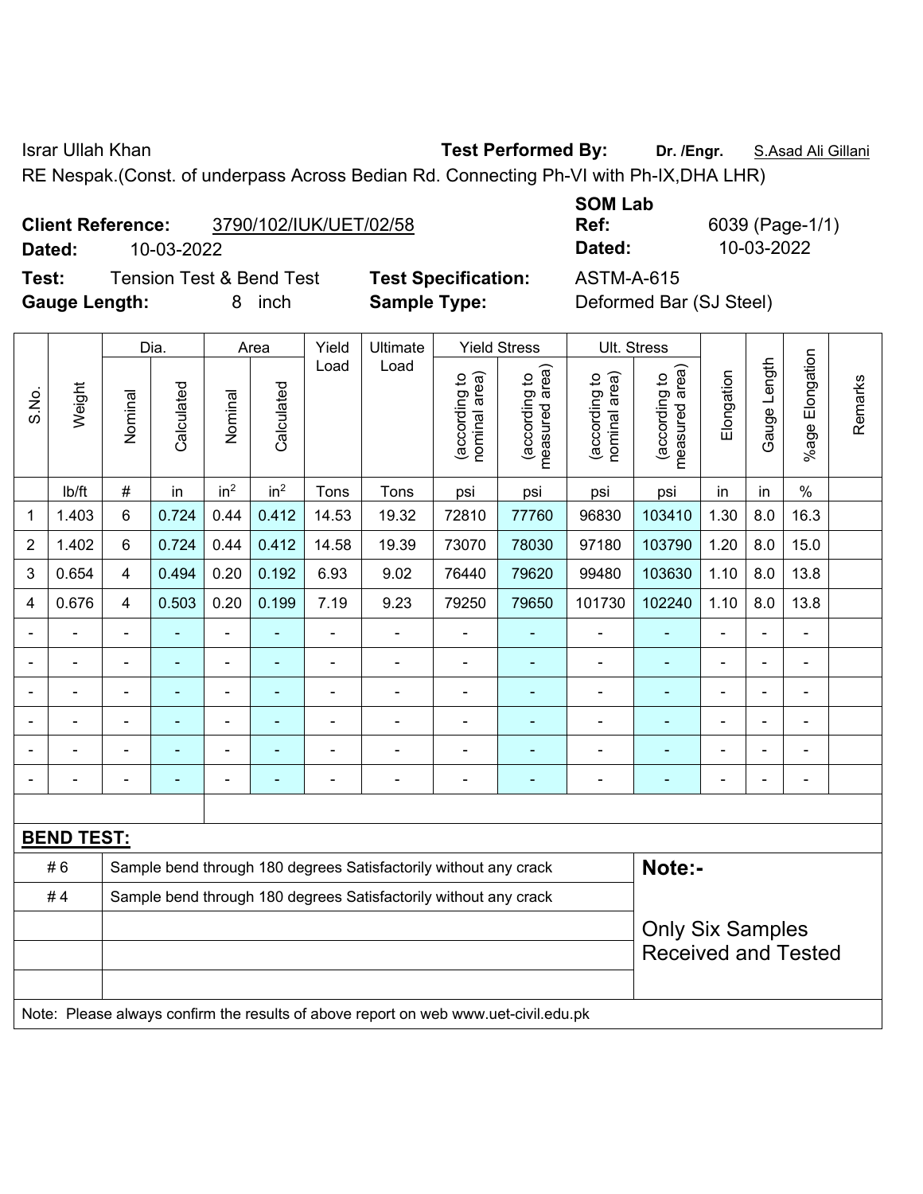Israr Ullah Khan **Test Performed By:** **Dr. /Engr.** S.Asad Ali Gillani

RE Nespak.(Const. of underpass Across Bedian Rd. Connecting Ph-VI with Ph-IX,DHA LHR)

**Client Reference:** 3790/102/IUK/UET/02/58 **SOM Lab Ref:** 6039 (Page-1/1)

**Dated:** 10-03-2022 **Dated:** 10-03-2022

**Test:** Tension Test & Bend Test **Test Specification:** ASTM-A-615

**Gauge Length:** 8 inch **Sample Type:** Deformed Bar (SJ Steel)

| S.No. | Weight | Dia. | | Area | | Yield Load | Ultimate Load | Yield Stress | | Ult. Stress | | Elongation | Gauge Length | %age Elongation | Remarks |
|---|---|---|---|---|---|---|---|---|---|---|---|---|---|---|---|
| | | Nominal | Calculated | Nominal | Calculated | | | (according to nominal area) | (according to measured area) | (according to nominal area) | (according to measured area) | | | | |
| | lb/ft | # | in | in² | in² | Tons | Tons | psi | psi | psi | psi | in | in | % | |
| 1 | 1.403 | 6 | 0.724 | 0.44 | 0.412 | 14.53 | 19.32 | 72810 | 77760 | 96830 | 103410 | 1.30 | 8.0 | 16.3 | |
| 2 | 1.402 | 6 | 0.724 | 0.44 | 0.412 | 14.58 | 19.39 | 73070 | 78030 | 97180 | 103790 | 1.20 | 8.0 | 15.0 | |
| 3 | 0.654 | 4 | 0.494 | 0.20 | 0.192 | 6.93 | 9.02 | 76440 | 79620 | 99480 | 103630 | 1.10 | 8.0 | 13.8 | |
| 4 | 0.676 | 4 | 0.503 | 0.20 | 0.199 | 7.19 | 9.23 | 79250 | 79650 | 101730 | 102240 | 1.10 | 8.0 | 13.8 | |
| - | - | - | - | - | - | - | - | - | - | - | - | - | - | - | |
| - | - | - | - | - | - | - | - | - | - | - | - | - | - | - | |
| - | - | - | - | - | - | - | - | - | - | - | - | - | - | - | |
| - | - | - | - | - | - | - | - | - | - | - | - | - | - | - | |
| - | - | - | - | - | - | - | - | - | - | - | - | - | - | - | |
| - | - | - | - | - | - | - | - | - | - | - | - | - | - | - | |

**BEND TEST:**

| | |
|---|---|
| # 6 | Sample bend through 180 degrees Satisfactorily without any crack |
| # 4 | Sample bend through 180 degrees Satisfactorily without any crack |

**Note:-**

Only Six Samples Received and Tested

Note: Please always confirm the results of above report on web www.uet-civil.edu.pk